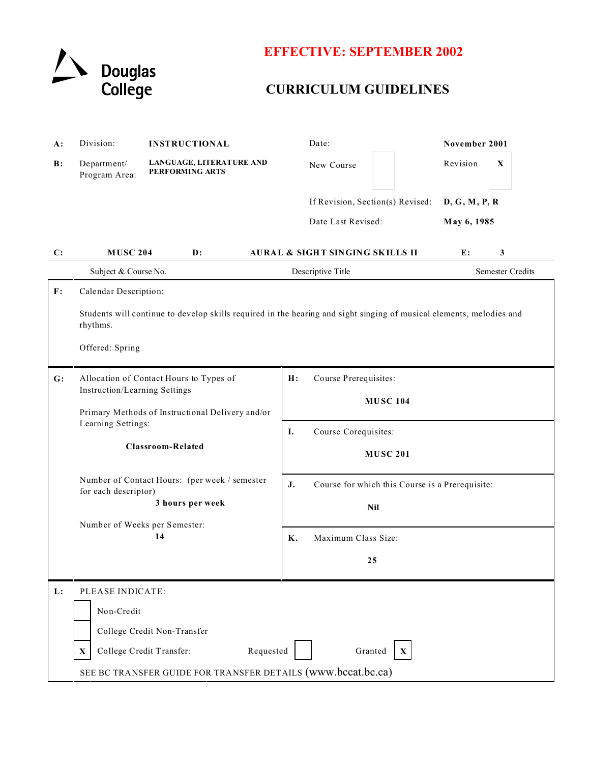Douglas College

# EFFECTIVE: SEPTEMBER 2002

# CURRICULUM GUIDELINES

| | | | | |
|---|---|---|---|---|
| **A:** | Division: | **INSTRUCTIONAL** | Date: | **November 2001** |
| **B:** | Department/ Program Area: | **LANGUAGE, LITERATURE AND PERFORMING ARTS** | New Course | Revision **X** |
| | | | If Revision, Section(s) Revised: | **D, G, M, P, R** |
| | | | Date Last Revised: | **May 6, 1985** |

| **C:** | **MUSC 204** | **D:** | **AURAL & SIGHT SINGING SKILLS II** | **E:** | **3** |
|---|---|---|---|---|---|
| | Subject & Course No. | | Descriptive Title | | Semester Credits |

**F:** Calendar Description:

Students will continue to develop skills required in the hearing and sight singing of musical elements, melodies and rhythms.

Offered: Spring

**G:** Allocation of Contact Hours to Types of Instruction/Learning Settings

Primary Methods of Instructional Delivery and/or Learning Settings:

**Classroom-Related**

Number of Contact Hours: (per week / semester for each descriptor)

**3 hours per week**

Number of Weeks per Semester:

**14**

**H:** Course Prerequisites:

**MUSC 104**

**I.** Course Corequisites:

**MUSC 201**

**J.** Course for which this Course is a Prerequisite:

**Nil**

**K.** Maximum Class Size:

**25**

**L:** PLEASE INDICATE:

- [ ] Non-Credit
- [ ] College Credit Non-Transfer
- [x] College Credit Transfer: Requested [ ] Granted [X]

SEE BC TRANSFER GUIDE FOR TRANSFER DETAILS (www.bccat.bc.ca)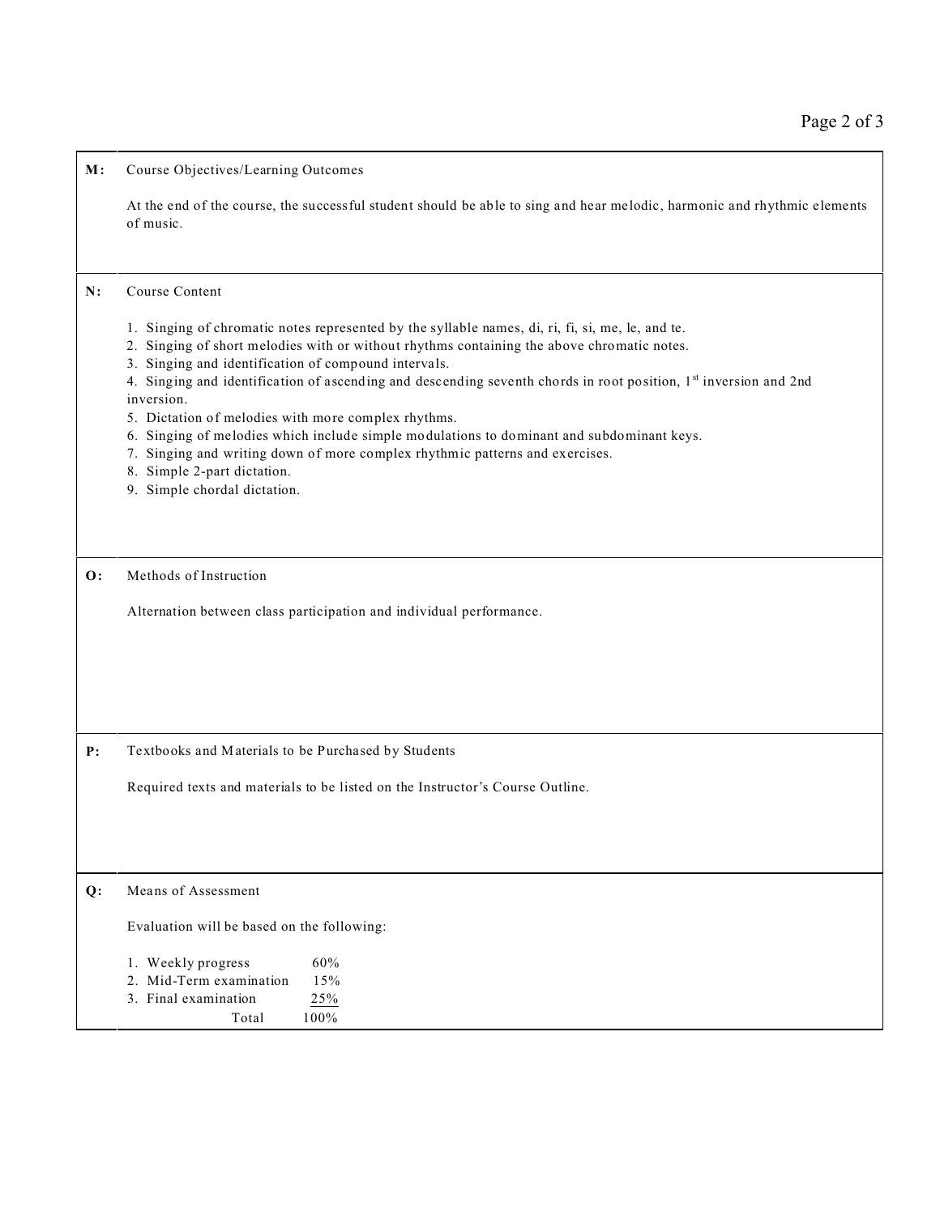## M: Course Objectives/Learning Outcomes

At the end of the course, the successful student should be able to sing and hear melodic, harmonic and rhythmic elements of music.

## N: Course Content

1. Singing of chromatic notes represented by the syllable names, di, ri, fi, si, me, le, and te.
2. Singing of short melodies with or without rhythms containing the above chromatic notes.
3. Singing and identification of compound intervals.
4. Singing and identification of ascending and descending seventh chords in root position, 1st inversion and 2nd inversion.
5. Dictation of melodies with more complex rhythms.
6. Singing of melodies which include simple modulations to dominant and subdominant keys.
7. Singing and writing down of more complex rhythmic patterns and exercises.
8. Simple 2-part dictation.
9. Simple chordal dictation.

## O: Methods of Instruction

Alternation between class participation and individual performance.

## P: Textbooks and Materials to be Purchased by Students

Required texts and materials to be listed on the Instructor's Course Outline.

## Q: Means of Assessment

Evaluation will be based on the following:

| | |
|---|---|
| 1. Weekly progress | 60% |
| 2. Mid-Term examination | 15% |
| 3. Final examination | 25% |
| Total | 100% |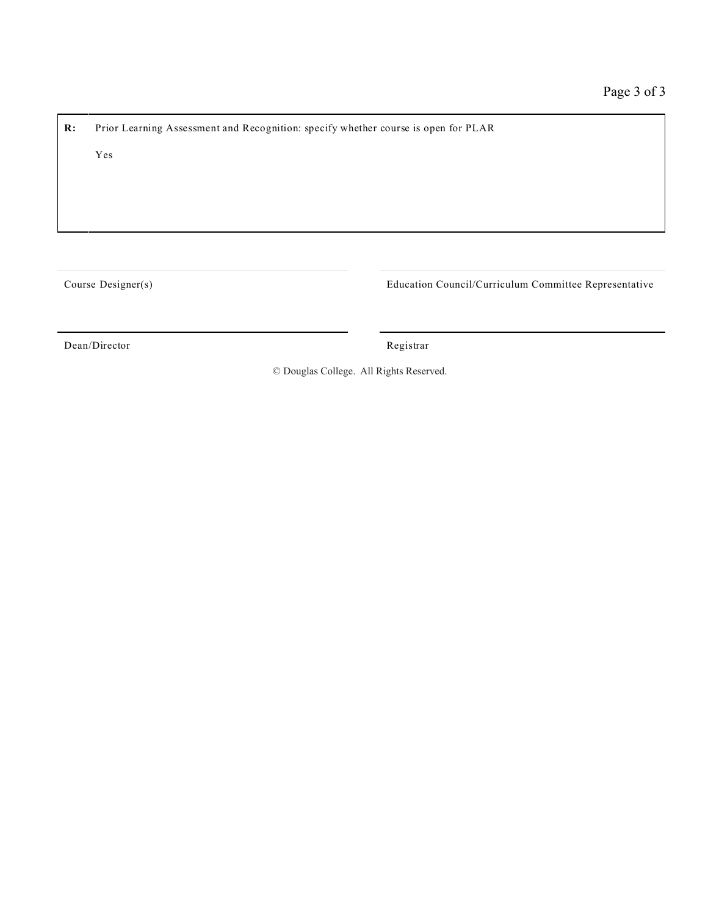**R:** Prior Learning Assessment and Recognition: specify whether course is open for PLAR

Yes

Course Designer(s)

Education Council/Curriculum Committee Representative

Dean/Director

Registrar

© Douglas College. All Rights Reserved.